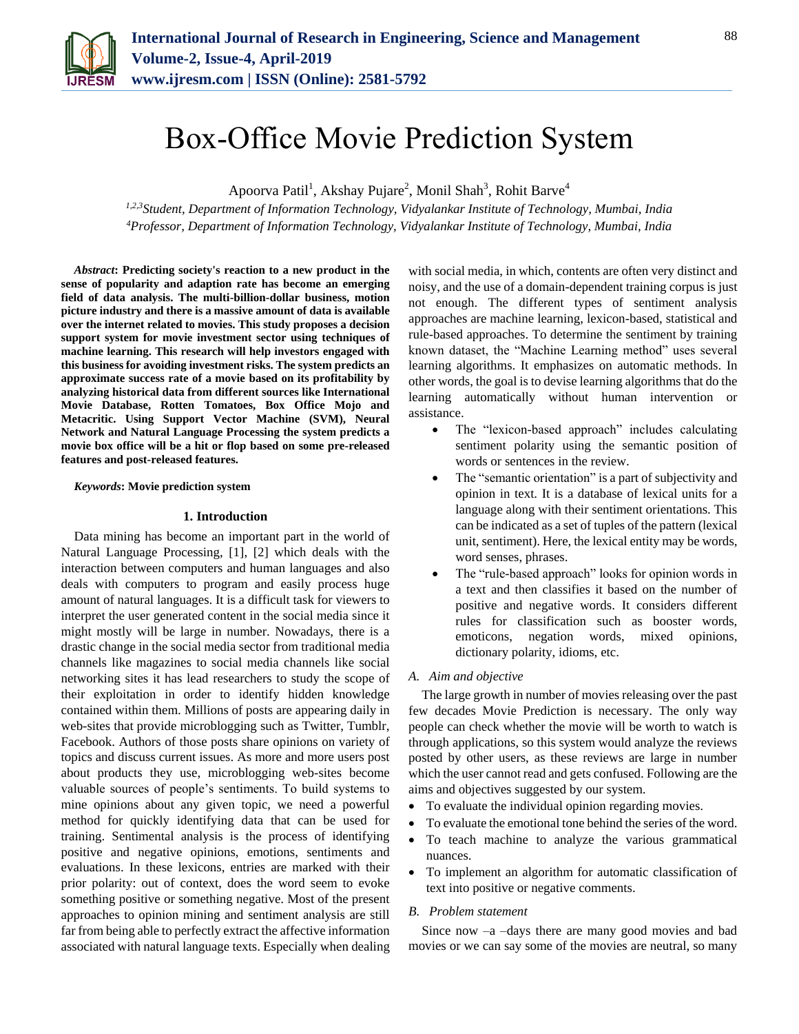# Box-Office Movie Prediction System

Apoorva Patil[1], Akshay Pujare[2], Monil Shah[3], Rohit Barve[4]

[1,2,3]*Student, Department of Information Technology, Vidyalankar Institute of Technology, Mumbai, India*
[4]*Professor, Department of Information Technology, Vidyalankar Institute of Technology, Mumbai, India*

***Abstract*: Predicting society's reaction to a new product in the sense of popularity and adaption rate has become an emerging field of data analysis. The multi-billion-dollar business, motion picture industry and there is a massive amount of data is available over the internet related to movies. This study proposes a decision support system for movie investment sector using techniques of machine learning. This research will help investors engaged with this business for avoiding investment risks. The system predicts an approximate success rate of a movie based on its profitability by analyzing historical data from different sources like International Movie Database, Rotten Tomatoes, Box Office Mojo and Metacritic. Using Support Vector Machine (SVM), Neural Network and Natural Language Processing the system predicts a movie box office will be a hit or flop based on some pre-released features and post-released features.**

***Keywords*: Movie prediction system**

## 1. Introduction

Data mining has become an important part in the world of Natural Language Processing, [1], [2] which deals with the interaction between computers and human languages and also deals with computers to program and easily process huge amount of natural languages. It is a difficult task for viewers to interpret the user generated content in the social media since it might mostly will be large in number. Nowadays, there is a drastic change in the social media sector from traditional media channels like magazines to social media channels like social networking sites it has lead researchers to study the scope of their exploitation in order to identify hidden knowledge contained within them. Millions of posts are appearing daily in web-sites that provide microblogging such as Twitter, Tumblr, Facebook. Authors of those posts share opinions on variety of topics and discuss current issues. As more and more users post about products they use, microblogging web-sites become valuable sources of people's sentiments. To build systems to mine opinions about any given topic, we need a powerful method for quickly identifying data that can be used for training. Sentimental analysis is the process of identifying positive and negative opinions, emotions, sentiments and evaluations. In these lexicons, entries are marked with their prior polarity: out of context, does the word seem to evoke something positive or something negative. Most of the present approaches to opinion mining and sentiment analysis are still far from being able to perfectly extract the affective information associated with natural language texts. Especially when dealing with social media, in which, contents are often very distinct and noisy, and the use of a domain-dependent training corpus is just not enough. The different types of sentiment analysis approaches are machine learning, lexicon-based, statistical and rule-based approaches. To determine the sentiment by training known dataset, the "Machine Learning method" uses several learning algorithms. It emphasizes on automatic methods. In other words, the goal is to devise learning algorithms that do the learning automatically without human intervention or assistance.

- The "lexicon-based approach" includes calculating sentiment polarity using the semantic position of words or sentences in the review.
- The "semantic orientation" is a part of subjectivity and opinion in text. It is a database of lexical units for a language along with their sentiment orientations. This can be indicated as a set of tuples of the pattern (lexical unit, sentiment). Here, the lexical entity may be words, word senses, phrases.
- The "rule-based approach" looks for opinion words in a text and then classifies it based on the number of positive and negative words. It considers different rules for classification such as booster words, emoticons, negation words, mixed opinions, dictionary polarity, idioms, etc.

### *A. Aim and objective*

The large growth in number of movies releasing over the past few decades Movie Prediction is necessary. The only way people can check whether the movie will be worth to watch is through applications, so this system would analyze the reviews posted by other users, as these reviews are large in number which the user cannot read and gets confused. Following are the aims and objectives suggested by our system.

- To evaluate the individual opinion regarding movies.
- To evaluate the emotional tone behind the series of the word.
- To teach machine to analyze the various grammatical nuances.
- To implement an algorithm for automatic classification of text into positive or negative comments.

### *B. Problem statement*

Since now –a –days there are many good movies and bad movies or we can say some of the movies are neutral, so many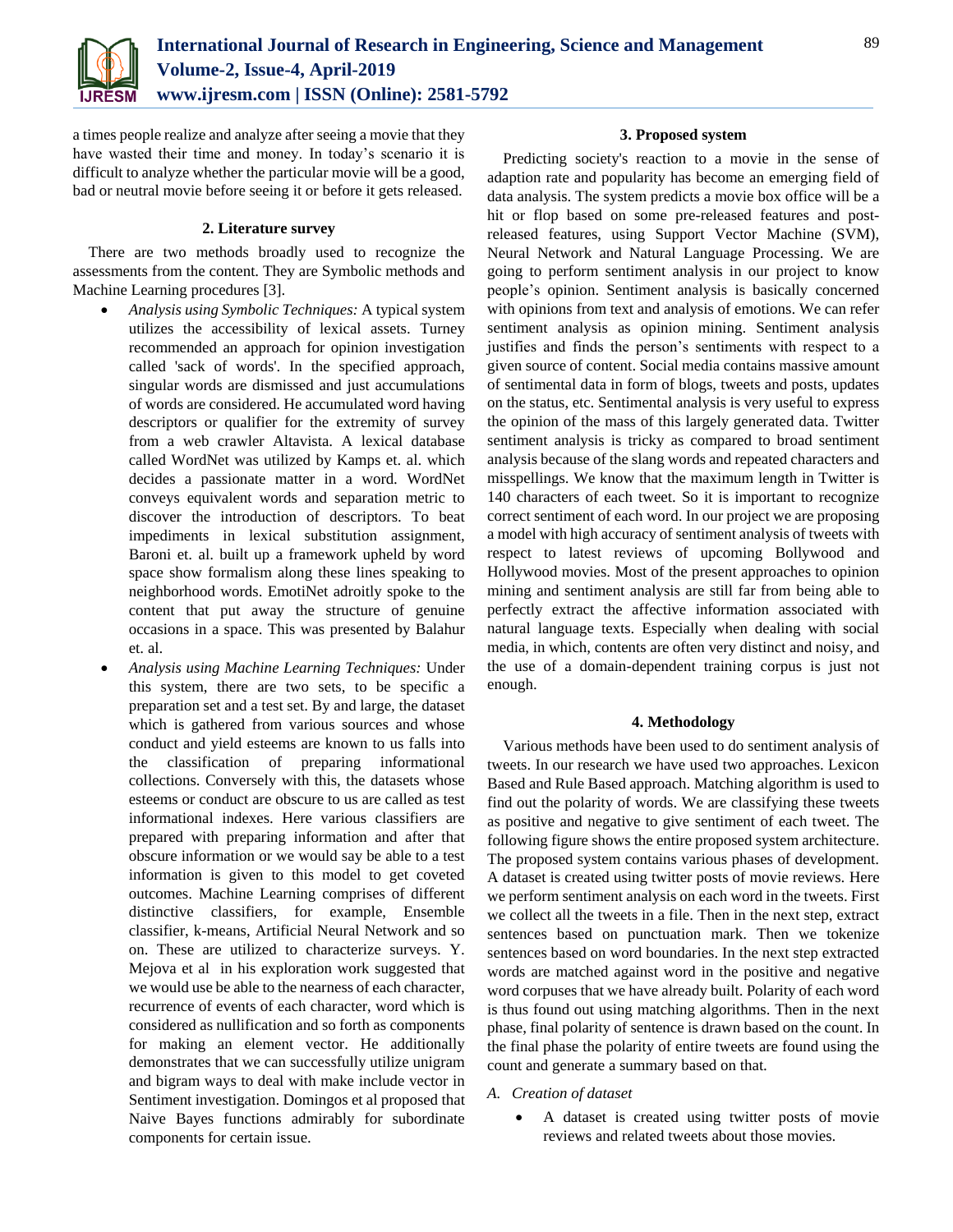a times people realize and analyze after seeing a movie that they have wasted their time and money. In today's scenario it is difficult to analyze whether the particular movie will be a good, bad or neutral movie before seeing it or before it gets released.

## 2. Literature survey

There are two methods broadly used to recognize the assessments from the content. They are Symbolic methods and Machine Learning procedures [3].

- *Analysis using Symbolic Techniques:* A typical system utilizes the accessibility of lexical assets. Turney recommended an approach for opinion investigation called 'sack of words'. In the specified approach, singular words are dismissed and just accumulations of words are considered. He accumulated word having descriptors or qualifier for the extremity of survey from a web crawler Altavista. A lexical database called WordNet was utilized by Kamps et. al. which decides a passionate matter in a word. WordNet conveys equivalent words and separation metric to discover the introduction of descriptors. To beat impediments in lexical substitution assignment, Baroni et. al. built up a framework upheld by word space show formalism along these lines speaking to neighborhood words. EmotiNet adroitly spoke to the content that put away the structure of genuine occasions in a space. This was presented by Balahur et. al.
- *Analysis using Machine Learning Techniques:* Under this system, there are two sets, to be specific a preparation set and a test set. By and large, the dataset which is gathered from various sources and whose conduct and yield esteems are known to us falls into the classification of preparing informational collections. Conversely with this, the datasets whose esteems or conduct are obscure to us are called as test informational indexes. Here various classifiers are prepared with preparing information and after that obscure information or we would say be able to a test information is given to this model to get coveted outcomes. Machine Learning comprises of different distinctive classifiers, for example, Ensemble classifier, k-means, Artificial Neural Network and so on. These are utilized to characterize surveys. Y. Mejova et al in his exploration work suggested that we would use be able to the nearness of each character, recurrence of events of each character, word which is considered as nullification and so forth as components for making an element vector. He additionally demonstrates that we can successfully utilize unigram and bigram ways to deal with make include vector in Sentiment investigation. Domingos et al proposed that Naive Bayes functions admirably for subordinate components for certain issue.

## 3. Proposed system

Predicting society's reaction to a movie in the sense of adaption rate and popularity has become an emerging field of data analysis. The system predicts a movie box office will be a hit or flop based on some pre-released features and post-released features, using Support Vector Machine (SVM), Neural Network and Natural Language Processing. We are going to perform sentiment analysis in our project to know people's opinion. Sentiment analysis is basically concerned with opinions from text and analysis of emotions. We can refer sentiment analysis as opinion mining. Sentiment analysis justifies and finds the person's sentiments with respect to a given source of content. Social media contains massive amount of sentimental data in form of blogs, tweets and posts, updates on the status, etc. Sentimental analysis is very useful to express the opinion of the mass of this largely generated data. Twitter sentiment analysis is tricky as compared to broad sentiment analysis because of the slang words and repeated characters and misspellings. We know that the maximum length in Twitter is 140 characters of each tweet. So it is important to recognize correct sentiment of each word. In our project we are proposing a model with high accuracy of sentiment analysis of tweets with respect to latest reviews of upcoming Bollywood and Hollywood movies. Most of the present approaches to opinion mining and sentiment analysis are still far from being able to perfectly extract the affective information associated with natural language texts. Especially when dealing with social media, in which, contents are often very distinct and noisy, and the use of a domain-dependent training corpus is just not enough.

## 4. Methodology

Various methods have been used to do sentiment analysis of tweets. In our research we have used two approaches. Lexicon Based and Rule Based approach. Matching algorithm is used to find out the polarity of words. We are classifying these tweets as positive and negative to give sentiment of each tweet. The following figure shows the entire proposed system architecture. The proposed system contains various phases of development. A dataset is created using twitter posts of movie reviews. Here we perform sentiment analysis on each word in the tweets. First we collect all the tweets in a file. Then in the next step, extract sentences based on punctuation mark. Then we tokenize sentences based on word boundaries. In the next step extracted words are matched against word in the positive and negative word corpuses that we have already built. Polarity of each word is thus found out using matching algorithms. Then in the next phase, final polarity of sentence is drawn based on the count. In the final phase the polarity of entire tweets are found using the count and generate a summary based on that.

### A. Creation of dataset

- A dataset is created using twitter posts of movie reviews and related tweets about those movies.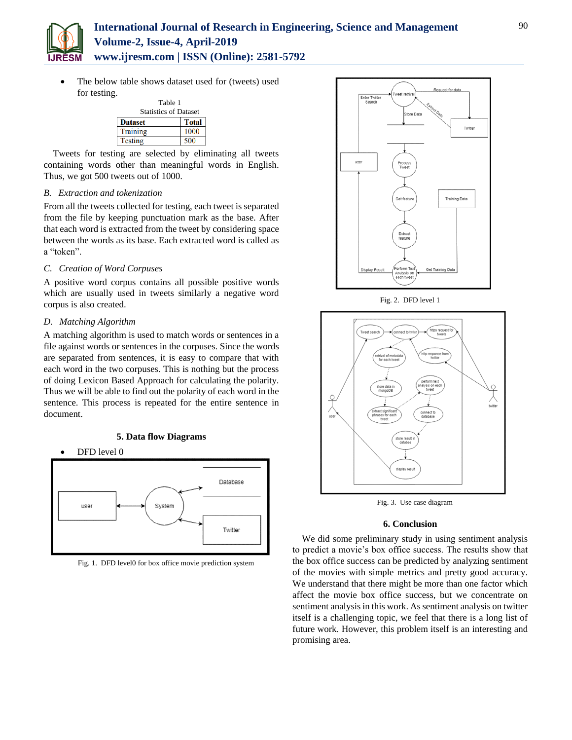- The below table shows dataset used for (tweets) used for testing.

Table 1
Statistics of Dataset

| Dataset | Total |
|---|---|
| Training | 1000 |
| Testing | 500 |

Tweets for testing are selected by eliminating all tweets containing words other than meaningful words in English. Thus, we got 500 tweets out of 1000.

### *B. Extraction and tokenization*

From all the tweets collected for testing, each tweet is separated from the file by keeping punctuation mark as the base. After that each word is extracted from the tweet by considering space between the words as its base. Each extracted word is called as a "token".

### *C. Creation of Word Corpuses*

A positive word corpus contains all possible positive words which are usually used in tweets similarly a negative word corpus is also created.

### *D. Matching Algorithm*

A matching algorithm is used to match words or sentences in a file against words or sentences in the corpuses. Since the words are separated from sentences, it is easy to compare that with each word in the two corpuses. This is nothing but the process of doing Lexicon Based Approach for calculating the polarity. Thus we will be able to find out the polarity of each word in the sentence. This process is repeated for the entire sentence in document.

## 5. Data flow Diagrams

- DFD level 0

Fig. 1. DFD level0 for box office movie prediction system

Fig. 2. DFD level 1

Fig. 3. Use case diagram

## 6. Conclusion

We did some preliminary study in using sentiment analysis to predict a movie's box office success. The results show that the box office success can be predicted by analyzing sentiment of the movies with simple metrics and pretty good accuracy. We understand that there might be more than one factor which affect the movie box office success, but we concentrate on sentiment analysis in this work. As sentiment analysis on twitter itself is a challenging topic, we feel that there is a long list of future work. However, this problem itself is an interesting and promising area.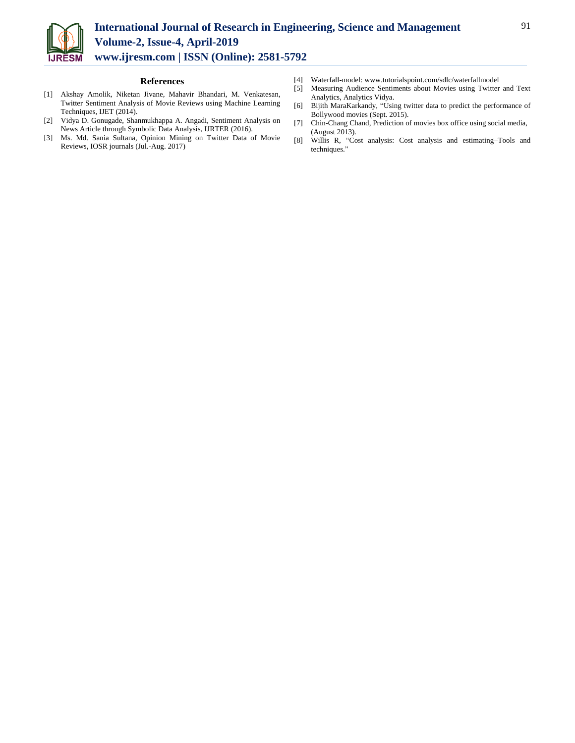## References

[1] Akshay Amolik, Niketan Jivane, Mahavir Bhandari, M. Venkatesan, Twitter Sentiment Analysis of Movie Reviews using Machine Learning Techniques, IJET (2014).

[2] Vidya D. Gonugade, Shanmukhappa A. Angadi, Sentiment Analysis on News Article through Symbolic Data Analysis, IJRTER (2016).

[3] Ms. Md. Sania Sultana, Opinion Mining on Twitter Data of Movie Reviews, IOSR journals (Jul.-Aug. 2017)

[4] Waterfall-model: www.tutorialspoint.com/sdlc/waterfallmodel

[5] Measuring Audience Sentiments about Movies using Twitter and Text Analytics, Analytics Vidya.

[6] Bijith MaraKarkandy, "Using twitter data to predict the performance of Bollywood movies (Sept. 2015).

[7] Chin-Chang Chand, Prediction of movies box office using social media, (August 2013).

[8] Willis R, "Cost analysis: Cost analysis and estimating–Tools and techniques."